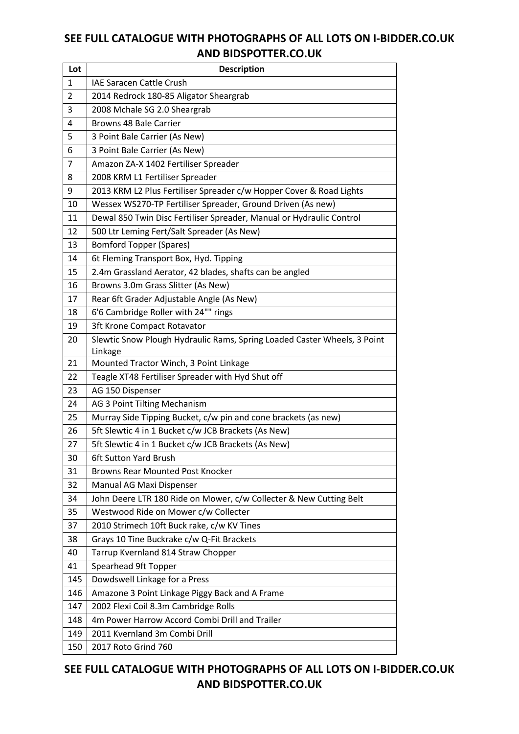**SEE FULL CATALOGUE WITH PHOTOGRAPHS OF ALL LOTS ON I-BIDDER.CO.UK AND BIDSPOTTER.CO.UK**

| Lot | Description |
|---|---|
| 1 | IAE Saracen Cattle Crush |
| 2 | 2014 Redrock 180-85 Aligator Sheargrab |
| 3 | 2008 Mchale SG 2.0 Sheargrab |
| 4 | Browns 48 Bale Carrier |
| 5 | 3 Point Bale Carrier (As New) |
| 6 | 3 Point Bale Carrier (As New) |
| 7 | Amazon ZA-X 1402 Fertiliser Spreader |
| 8 | 2008 KRM L1 Fertiliser Spreader |
| 9 | 2013 KRM L2 Plus Fertiliser Spreader c/w Hopper Cover & Road Lights |
| 10 | Wessex WS270-TP Fertiliser Spreader, Ground Driven (As new) |
| 11 | Dewal 850 Twin Disc Fertiliser Spreader, Manual or Hydraulic Control |
| 12 | 500 Ltr Leming Fert/Salt Spreader (As New) |
| 13 | Bomford Topper (Spares) |
| 14 | 6t Fleming Transport Box, Hyd. Tipping |
| 15 | 2.4m Grassland Aerator, 42 blades, shafts can be angled |
| 16 | Browns 3.0m Grass Slitter (As New) |
| 17 | Rear 6ft Grader Adjustable Angle (As New) |
| 18 | 6'6 Cambridge Roller with 24"" rings |
| 19 | 3ft Krone Compact Rotavator |
| 20 | Slewtic Snow Plough Hydraulic Rams, Spring Loaded Caster Wheels, 3 Point Linkage |
| 21 | Mounted Tractor Winch, 3 Point Linkage |
| 22 | Teagle XT48 Fertiliser Spreader with Hyd Shut off |
| 23 | AG 150 Dispenser |
| 24 | AG 3 Point Tilting Mechanism |
| 25 | Murray Side Tipping Bucket, c/w pin and cone brackets (as new) |
| 26 | 5ft Slewtic 4 in 1 Bucket c/w JCB Brackets (As New) |
| 27 | 5ft Slewtic 4 in 1 Bucket c/w JCB Brackets (As New) |
| 30 | 6ft Sutton Yard Brush |
| 31 | Browns Rear Mounted Post Knocker |
| 32 | Manual AG Maxi Dispenser |
| 34 | John Deere LTR 180 Ride on Mower, c/w Collecter & New Cutting Belt |
| 35 | Westwood Ride on Mower c/w Collecter |
| 37 | 2010 Strimech 10ft Buck rake, c/w KV Tines |
| 38 | Grays 10 Tine Buckrake c/w Q-Fit Brackets |
| 40 | Tarrup Kvernland 814 Straw Chopper |
| 41 | Spearhead 9ft Topper |
| 145 | Dowdswell Linkage for a Press |
| 146 | Amazone 3 Point Linkage Piggy Back and A Frame |
| 147 | 2002 Flexi Coil 8.3m Cambridge Rolls |
| 148 | 4m Power Harrow Accord Combi Drill and Trailer |
| 149 | 2011 Kvernland 3m Combi Drill |
| 150 | 2017 Roto Grind 760 |

**SEE FULL CATALOGUE WITH PHOTOGRAPHS OF ALL LOTS ON I-BIDDER.CO.UK AND BIDSPOTTER.CO.UK**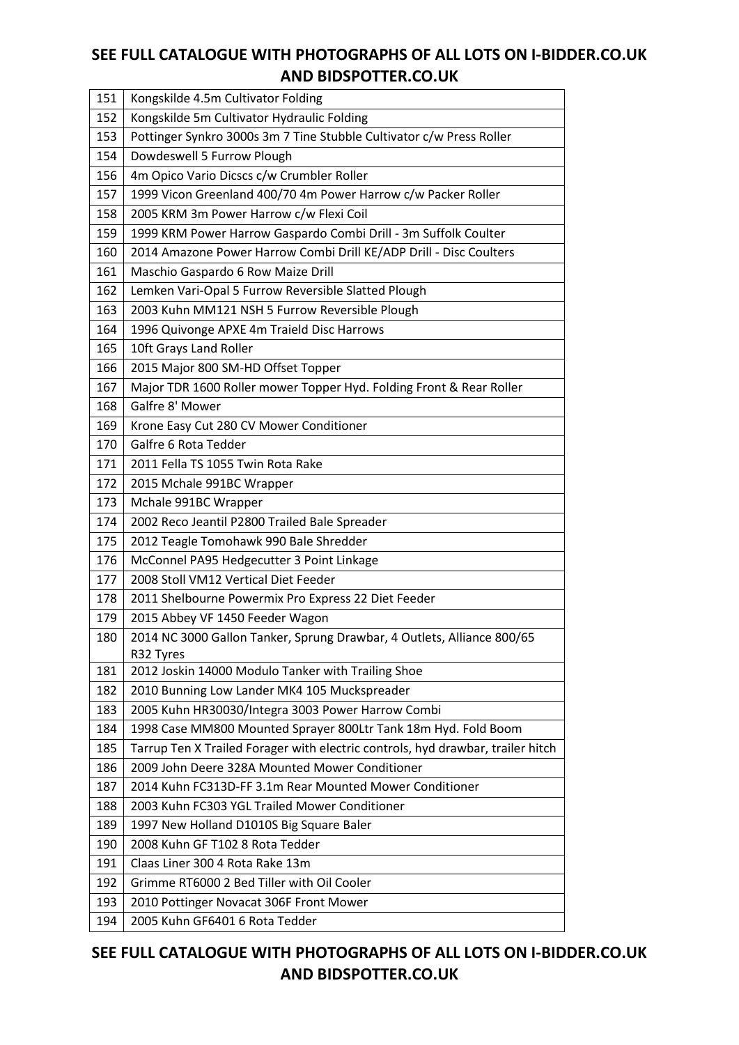| 151 | Kongskilde 4.5m Cultivator Folding |
|---|---|
| 152 | Kongskilde 5m Cultivator Hydraulic Folding |
| 153 | Pottinger Synkro 3000s 3m 7 Tine Stubble Cultivator c/w Press Roller |
| 154 | Dowdeswell 5 Furrow Plough |
| 156 | 4m Opico Vario Dicscs c/w Crumbler Roller |
| 157 | 1999 Vicon Greenland 400/70 4m Power Harrow c/w Packer Roller |
| 158 | 2005 KRM 3m Power Harrow c/w Flexi Coil |
| 159 | 1999 KRM Power Harrow Gaspardo Combi Drill - 3m Suffolk Coulter |
| 160 | 2014 Amazone Power Harrow Combi Drill KE/ADP Drill - Disc Coulters |
| 161 | Maschio Gaspardo 6 Row Maize Drill |
| 162 | Lemken Vari-Opal 5 Furrow Reversible Slatted Plough |
| 163 | 2003 Kuhn MM121 NSH 5 Furrow Reversible Plough |
| 164 | 1996 Quivonge APXE 4m Traield Disc Harrows |
| 165 | 10ft Grays Land Roller |
| 166 | 2015 Major 800 SM-HD Offset Topper |
| 167 | Major TDR 1600 Roller mower Topper Hyd. Folding Front & Rear Roller |
| 168 | Galfre 8' Mower |
| 169 | Krone Easy Cut 280 CV Mower Conditioner |
| 170 | Galfre 6 Rota Tedder |
| 171 | 2011 Fella TS 1055 Twin Rota Rake |
| 172 | 2015 Mchale 991BC Wrapper |
| 173 | Mchale 991BC Wrapper |
| 174 | 2002 Reco Jeantil P2800 Trailed Bale Spreader |
| 175 | 2012 Teagle Tomohawk 990 Bale Shredder |
| 176 | McConnel PA95 Hedgecutter 3 Point Linkage |
| 177 | 2008 Stoll VM12 Vertical Diet Feeder |
| 178 | 2011 Shelbourne Powermix Pro Express 22 Diet Feeder |
| 179 | 2015 Abbey VF 1450 Feeder Wagon |
| 180 | 2014 NC 3000 Gallon Tanker, Sprung Drawbar, 4 Outlets, Alliance 800/65 R32 Tyres |
| 181 | 2012 Joskin 14000 Modulo Tanker with Trailing Shoe |
| 182 | 2010 Bunning Low Lander MK4 105 Muckspreader |
| 183 | 2005 Kuhn HR30030/Integra 3003 Power Harrow Combi |
| 184 | 1998 Case MM800 Mounted Sprayer 800Ltr Tank 18m Hyd. Fold Boom |
| 185 | Tarrup Ten X Trailed Forager with electric controls, hyd drawbar, trailer hitch |
| 186 | 2009 John Deere 328A Mounted Mower Conditioner |
| 187 | 2014 Kuhn FC313D-FF 3.1m Rear Mounted Mower Conditioner |
| 188 | 2003 Kuhn FC303 YGL Trailed Mower Conditioner |
| 189 | 1997 New Holland D1010S Big Square Baler |
| 190 | 2008 Kuhn GF T102 8 Rota Tedder |
| 191 | Claas Liner 300 4 Rota Rake 13m |
| 192 | Grimme RT6000 2 Bed Tiller with Oil Cooler |
| 193 | 2010 Pottinger Novacat 306F Front Mower |
| 194 | 2005 Kuhn GF6401 6 Rota Tedder |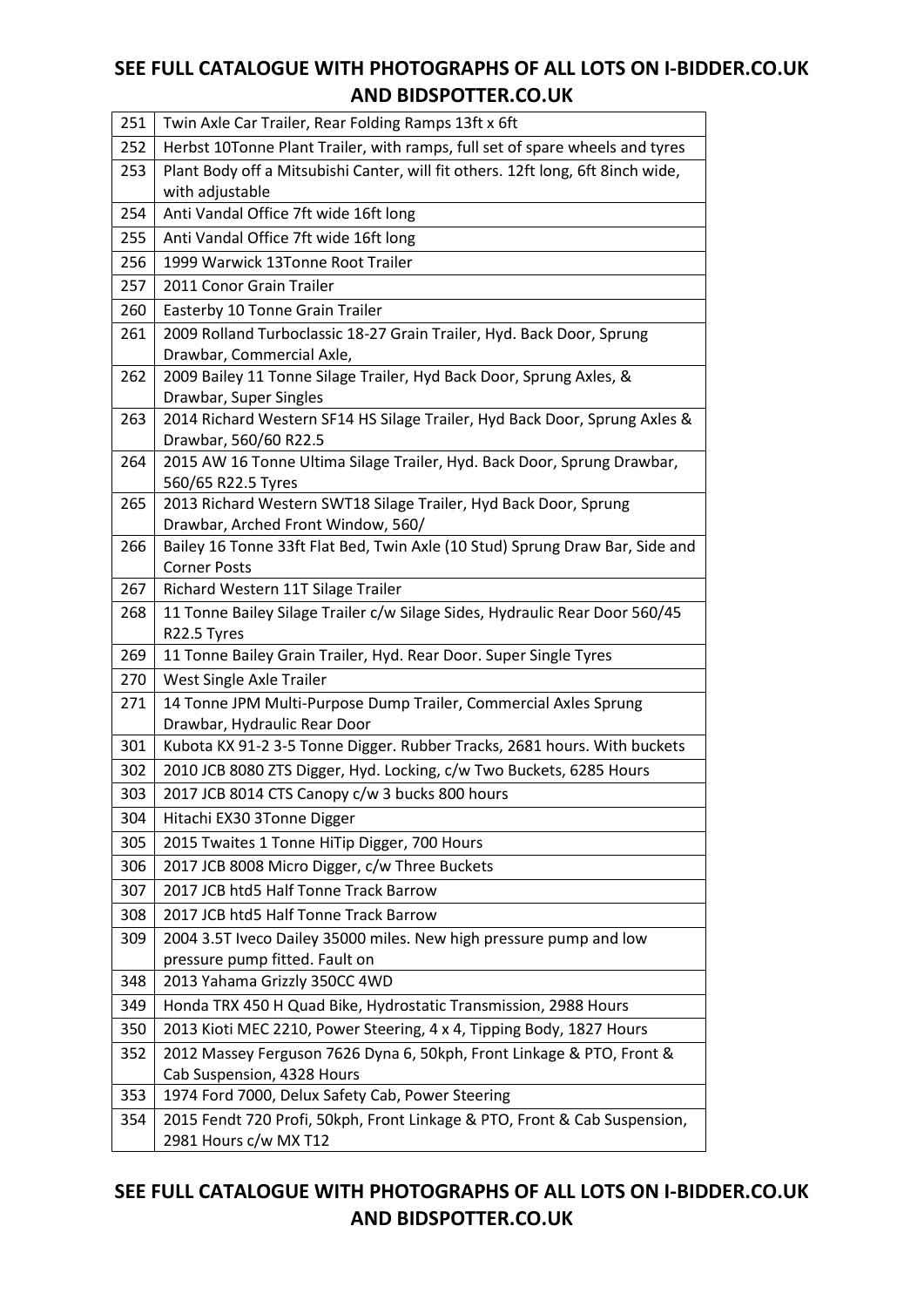| 251 | Twin Axle Car Trailer, Rear Folding Ramps 13ft x 6ft |
|---|---|
| 252 | Herbst 10Tonne Plant Trailer, with ramps, full set of spare wheels and tyres |
| 253 | Plant Body off a Mitsubishi Canter, will fit others. 12ft long, 6ft 8inch wide, with adjustable |
| 254 | Anti Vandal Office 7ft wide 16ft long |
| 255 | Anti Vandal Office 7ft wide 16ft long |
| 256 | 1999 Warwick 13Tonne Root Trailer |
| 257 | 2011 Conor Grain Trailer |
| 260 | Easterby 10 Tonne Grain Trailer |
| 261 | 2009 Rolland Turboclassic 18-27 Grain Trailer, Hyd. Back Door, Sprung Drawbar, Commercial Axle, |
| 262 | 2009 Bailey 11 Tonne Silage Trailer, Hyd Back Door, Sprung Axles, & Drawbar, Super Singles |
| 263 | 2014 Richard Western SF14 HS Silage Trailer, Hyd Back Door, Sprung Axles & Drawbar, 560/60 R22.5 |
| 264 | 2015 AW 16 Tonne Ultima Silage Trailer, Hyd. Back Door, Sprung Drawbar, 560/65 R22.5 Tyres |
| 265 | 2013 Richard Western SWT18 Silage Trailer, Hyd Back Door, Sprung Drawbar, Arched Front Window, 560/ |
| 266 | Bailey 16 Tonne 33ft Flat Bed, Twin Axle (10 Stud) Sprung Draw Bar, Side and Corner Posts |
| 267 | Richard Western 11T Silage Trailer |
| 268 | 11 Tonne Bailey Silage Trailer c/w Silage Sides, Hydraulic Rear Door 560/45 R22.5 Tyres |
| 269 | 11 Tonne Bailey Grain Trailer, Hyd. Rear Door. Super Single Tyres |
| 270 | West Single Axle Trailer |
| 271 | 14 Tonne JPM Multi-Purpose Dump Trailer, Commercial Axles Sprung Drawbar, Hydraulic Rear Door |
| 301 | Kubota KX 91-2 3-5 Tonne Digger. Rubber Tracks, 2681 hours. With buckets |
| 302 | 2010 JCB 8080 ZTS Digger, Hyd. Locking, c/w Two Buckets, 6285 Hours |
| 303 | 2017 JCB 8014 CTS Canopy c/w 3 bucks 800 hours |
| 304 | Hitachi EX30 3Tonne Digger |
| 305 | 2015 Twaites 1 Tonne HiTip Digger, 700 Hours |
| 306 | 2017 JCB 8008 Micro Digger, c/w Three Buckets |
| 307 | 2017 JCB htd5 Half Tonne Track Barrow |
| 308 | 2017 JCB htd5 Half Tonne Track Barrow |
| 309 | 2004 3.5T Iveco Dailey 35000 miles. New high pressure pump and low pressure pump fitted. Fault on |
| 348 | 2013 Yahama Grizzly 350CC 4WD |
| 349 | Honda TRX 450 H Quad Bike, Hydrostatic Transmission, 2988 Hours |
| 350 | 2013 Kioti MEC 2210, Power Steering, 4 x 4, Tipping Body, 1827 Hours |
| 352 | 2012 Massey Ferguson 7626 Dyna 6, 50kph, Front Linkage & PTO, Front & Cab Suspension, 4328 Hours |
| 353 | 1974 Ford 7000, Delux Safety Cab, Power Steering |
| 354 | 2015 Fendt 720 Profi, 50kph, Front Linkage & PTO, Front & Cab Suspension, 2981 Hours c/w MX T12 |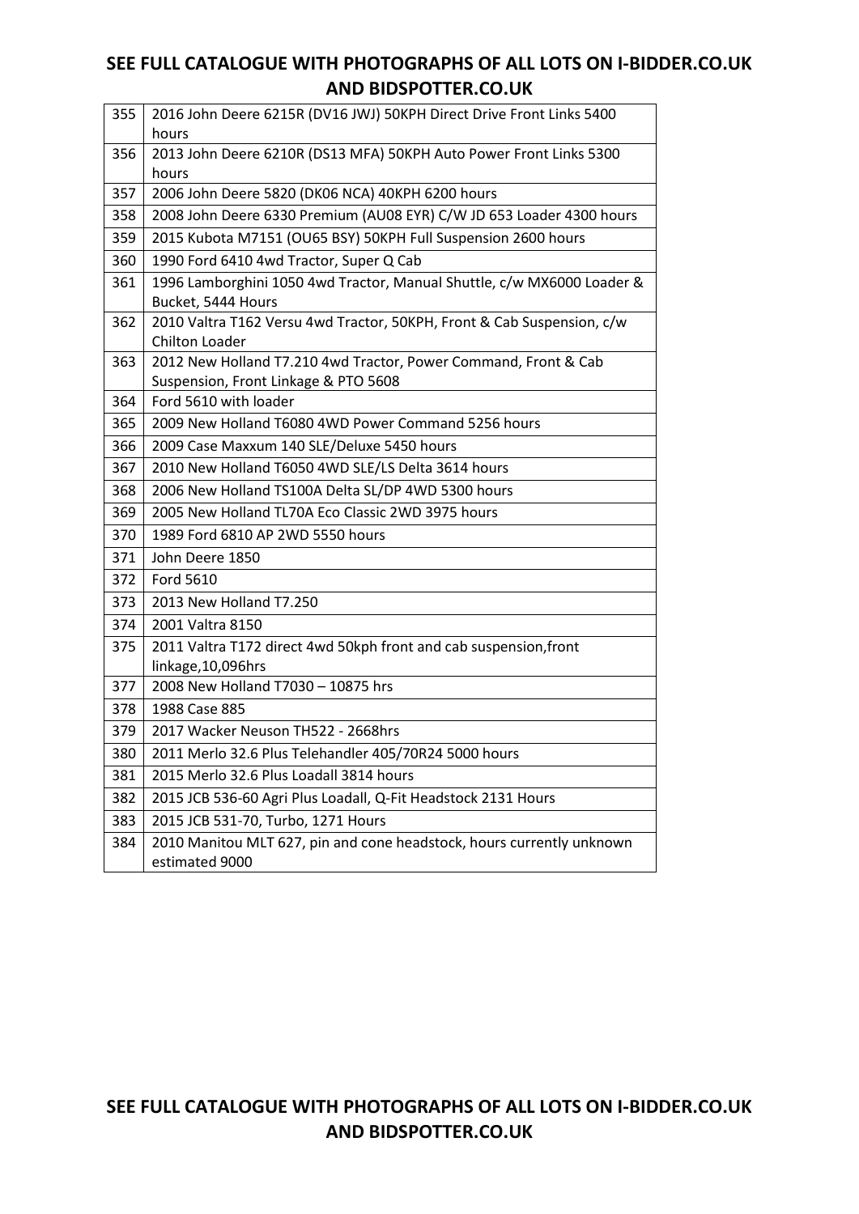| | |
|---|---|
| 355 | 2016 John Deere 6215R (DV16 JWJ) 50KPH Direct Drive Front Links 5400 hours |
| 356 | 2013 John Deere 6210R (DS13 MFA) 50KPH Auto Power Front Links 5300 hours |
| 357 | 2006 John Deere 5820 (DK06 NCA) 40KPH 6200 hours |
| 358 | 2008 John Deere 6330 Premium (AU08 EYR) C/W JD 653 Loader 4300 hours |
| 359 | 2015 Kubota M7151 (OU65 BSY) 50KPH Full Suspension 2600 hours |
| 360 | 1990 Ford 6410 4wd Tractor, Super Q Cab |
| 361 | 1996 Lamborghini 1050 4wd Tractor, Manual Shuttle, c/w MX6000 Loader & Bucket, 5444 Hours |
| 362 | 2010 Valtra T162 Versu 4wd Tractor, 50KPH, Front & Cab Suspension, c/w Chilton Loader |
| 363 | 2012 New Holland T7.210 4wd Tractor, Power Command, Front & Cab Suspension, Front Linkage & PTO 5608 |
| 364 | Ford 5610 with loader |
| 365 | 2009 New Holland T6080 4WD Power Command 5256 hours |
| 366 | 2009 Case Maxxum 140 SLE/Deluxe 5450 hours |
| 367 | 2010 New Holland T6050 4WD SLE/LS Delta 3614 hours |
| 368 | 2006 New Holland TS100A Delta SL/DP 4WD 5300 hours |
| 369 | 2005 New Holland TL70A Eco Classic 2WD 3975 hours |
| 370 | 1989 Ford 6810 AP 2WD 5550 hours |
| 371 | John Deere 1850 |
| 372 | Ford 5610 |
| 373 | 2013 New Holland T7.250 |
| 374 | 2001 Valtra 8150 |
| 375 | 2011 Valtra T172 direct 4wd 50kph front and cab suspension,front linkage,10,096hrs |
| 377 | 2008 New Holland T7030 – 10875 hrs |
| 378 | 1988 Case 885 |
| 379 | 2017 Wacker Neuson TH522 - 2668hrs |
| 380 | 2011 Merlo 32.6 Plus Telehandler 405/70R24 5000 hours |
| 381 | 2015 Merlo 32.6 Plus Loadall 3814 hours |
| 382 | 2015 JCB 536-60 Agri Plus Loadall, Q-Fit Headstock 2131 Hours |
| 383 | 2015 JCB 531-70, Turbo, 1271 Hours |
| 384 | 2010 Manitou MLT 627, pin and cone headstock, hours currently unknown estimated 9000 |